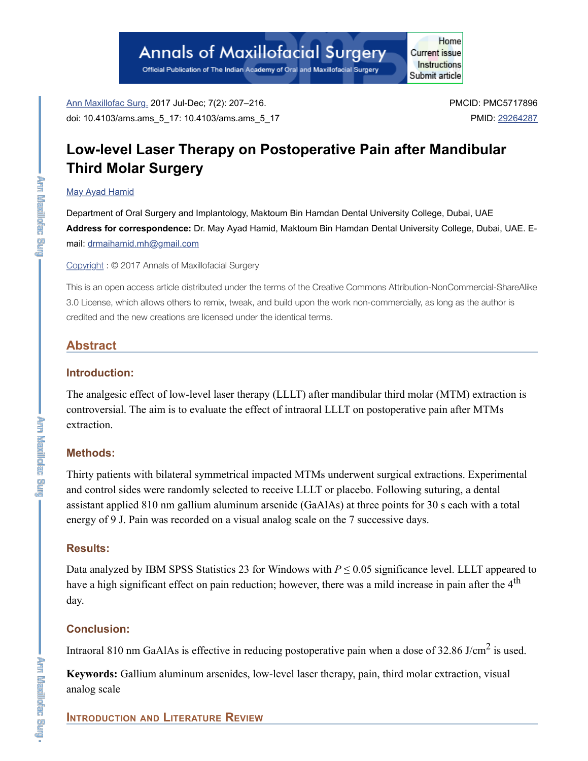Ann Maxillofac Surg. 2017 Jul-Dec; 7(2): 207–216.
doi: 10.4103/ams.ams_5_17: 10.4103/ams.ams_5_17

PMCID: PMC5717896
PMID: 29264287

# Low-level Laser Therapy on Postoperative Pain after Mandibular Third Molar Surgery

May Ayad Hamid

Department of Oral Surgery and Implantology, Maktoum Bin Hamdan Dental University College, Dubai, UAE

**Address for correspondence:** Dr. May Ayad Hamid, Maktoum Bin Hamdan Dental University College, Dubai, UAE. E-mail: drmaihamid.mh@gmail.com

Copyright : © 2017 Annals of Maxillofacial Surgery

This is an open access article distributed under the terms of the Creative Commons Attribution-NonCommercial-ShareAlike 3.0 License, which allows others to remix, tweak, and build upon the work non-commercially, as long as the author is credited and the new creations are licensed under the identical terms.

## Abstract

### Introduction:

The analgesic effect of low-level laser therapy (LLLT) after mandibular third molar (MTM) extraction is controversial. The aim is to evaluate the effect of intraoral LLLT on postoperative pain after MTMs extraction.

### Methods:

Thirty patients with bilateral symmetrical impacted MTMs underwent surgical extractions. Experimental and control sides were randomly selected to receive LLLT or placebo. Following suturing, a dental assistant applied 810 nm gallium aluminum arsenide (GaAlAs) at three points for 30 s each with a total energy of 9 J. Pain was recorded on a visual analog scale on the 7 successive days.

### Results:

Data analyzed by IBM SPSS Statistics 23 for Windows with $P \leq 0.05$ significance level. LLLT appeared to have a high significant effect on pain reduction; however, there was a mild increase in pain after the 4$^{th}$ day.

### Conclusion:

Intraoral 810 nm GaAlAs is effective in reducing postoperative pain when a dose of 32.86 J/cm$^2$ is used.

**Keywords:** Gallium aluminum arsenides, low-level laser therapy, pain, third molar extraction, visual analog scale

## Introduction and Literature Review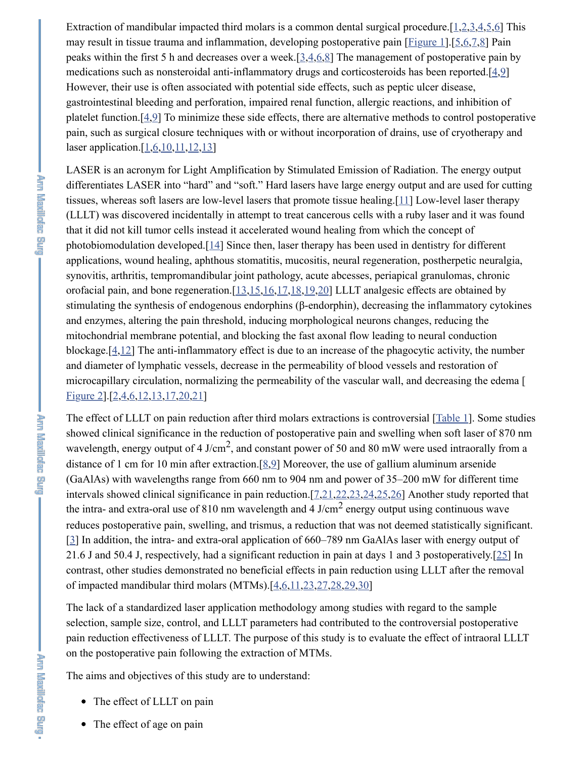Extraction of mandibular impacted third molars is a common dental surgical procedure.[1,2,3,4,5,6] This may result in tissue trauma and inflammation, developing postoperative pain [Figure 1].[5,6,7,8] Pain peaks within the first 5 h and decreases over a week.[3,4,6,8] The management of postoperative pain by medications such as nonsteroidal anti-inflammatory drugs and corticosteroids has been reported.[4,9] However, their use is often associated with potential side effects, such as peptic ulcer disease, gastrointestinal bleeding and perforation, impaired renal function, allergic reactions, and inhibition of platelet function.[4,9] To minimize these side effects, there are alternative methods to control postoperative pain, such as surgical closure techniques with or without incorporation of drains, use of cryotherapy and laser application.[1,6,10,11,12,13]

LASER is an acronym for Light Amplification by Stimulated Emission of Radiation. The energy output differentiates LASER into "hard" and "soft." Hard lasers have large energy output and are used for cutting tissues, whereas soft lasers are low-level lasers that promote tissue healing.[11] Low-level laser therapy (LLLT) was discovered incidentally in attempt to treat cancerous cells with a ruby laser and it was found that it did not kill tumor cells instead it accelerated wound healing from which the concept of photobiomodulation developed.[14] Since then, laser therapy has been used in dentistry for different applications, wound healing, aphthous stomatitis, mucositis, neural regeneration, postherpetic neuralgia, synovitis, arthritis, tempromandibular joint pathology, acute abcesses, periapical granulomas, chronic orofacial pain, and bone regeneration.[13,15,16,17,18,19,20] LLLT analgesic effects are obtained by stimulating the synthesis of endogenous endorphins (β-endorphin), decreasing the inflammatory cytokines and enzymes, altering the pain threshold, inducing morphological neurons changes, reducing the mitochondrial membrane potential, and blocking the fast axonal flow leading to neural conduction blockage.[4,12] The anti-inflammatory effect is due to an increase of the phagocytic activity, the number and diameter of lymphatic vessels, decrease in the permeability of blood vessels and restoration of microcapillary circulation, normalizing the permeability of the vascular wall, and decreasing the edema [Figure 2].[2,4,6,12,13,17,20,21]

The effect of LLLT on pain reduction after third molars extractions is controversial [Table 1]. Some studies showed clinical significance in the reduction of postoperative pain and swelling when soft laser of 870 nm wavelength, energy output of 4 J/cm$^2$, and constant power of 50 and 80 mW were used intraorally from a distance of 1 cm for 10 min after extraction.[8,9] Moreover, the use of gallium aluminum arsenide (GaAlAs) with wavelengths range from 660 nm to 904 nm and power of 35–200 mW for different time intervals showed clinical significance in pain reduction.[7,21,22,23,24,25,26] Another study reported that the intra- and extra-oral use of 810 nm wavelength and 4 J/cm$^2$ energy output using continuous wave reduces postoperative pain, swelling, and trismus, a reduction that was not deemed statistically significant.[3] In addition, the intra- and extra-oral application of 660–789 nm GaAlAs laser with energy output of 21.6 J and 50.4 J, respectively, had a significant reduction in pain at days 1 and 3 postoperatively.[25] In contrast, other studies demonstrated no beneficial effects in pain reduction using LLLT after the removal of impacted mandibular third molars (MTMs).[4,6,11,23,27,28,29,30]

The lack of a standardized laser application methodology among studies with regard to the sample selection, sample size, control, and LLLT parameters had contributed to the controversial postoperative pain reduction effectiveness of LLLT. The purpose of this study is to evaluate the effect of intraoral LLLT on the postoperative pain following the extraction of MTMs.

The aims and objectives of this study are to understand:

- The effect of LLLT on pain
- The effect of age on pain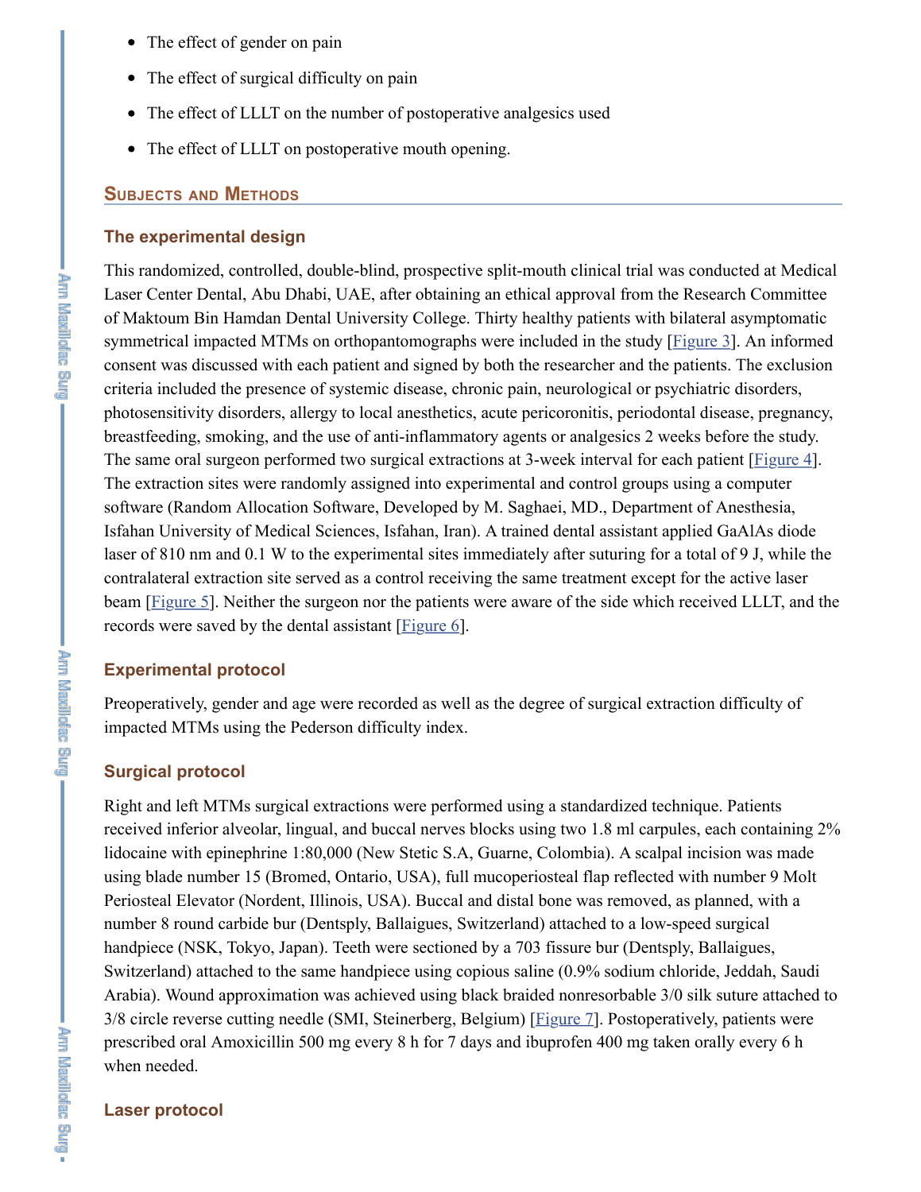- The effect of gender on pain
- The effect of surgical difficulty on pain
- The effect of LLLT on the number of postoperative analgesics used
- The effect of LLLT on postoperative mouth opening.

## Subjects and Methods

### The experimental design

This randomized, controlled, double-blind, prospective split-mouth clinical trial was conducted at Medical Laser Center Dental, Abu Dhabi, UAE, after obtaining an ethical approval from the Research Committee of Maktoum Bin Hamdan Dental University College. Thirty healthy patients with bilateral asymptomatic symmetrical impacted MTMs on orthopantomographs were included in the study [Figure 3]. An informed consent was discussed with each patient and signed by both the researcher and the patients. The exclusion criteria included the presence of systemic disease, chronic pain, neurological or psychiatric disorders, photosensitivity disorders, allergy to local anesthetics, acute pericoronitis, periodontal disease, pregnancy, breastfeeding, smoking, and the use of anti-inflammatory agents or analgesics 2 weeks before the study. The same oral surgeon performed two surgical extractions at 3-week interval for each patient [Figure 4]. The extraction sites were randomly assigned into experimental and control groups using a computer software (Random Allocation Software, Developed by M. Saghaei, MD., Department of Anesthesia, Isfahan University of Medical Sciences, Isfahan, Iran). A trained dental assistant applied GaAlAs diode laser of 810 nm and 0.1 W to the experimental sites immediately after suturing for a total of 9 J, while the contralateral extraction site served as a control receiving the same treatment except for the active laser beam [Figure 5]. Neither the surgeon nor the patients were aware of the side which received LLLT, and the records were saved by the dental assistant [Figure 6].

### Experimental protocol

Preoperatively, gender and age were recorded as well as the degree of surgical extraction difficulty of impacted MTMs using the Pederson difficulty index.

### Surgical protocol

Right and left MTMs surgical extractions were performed using a standardized technique. Patients received inferior alveolar, lingual, and buccal nerves blocks using two 1.8 ml carpules, each containing 2% lidocaine with epinephrine 1:80,000 (New Stetic S.A, Guarne, Colombia). A scalpal incision was made using blade number 15 (Bromed, Ontario, USA), full mucoperiosteal flap reflected with number 9 Molt Periosteal Elevator (Nordent, Illinois, USA). Buccal and distal bone was removed, as planned, with a number 8 round carbide bur (Dentsply, Ballaigues, Switzerland) attached to a low-speed surgical handpiece (NSK, Tokyo, Japan). Teeth were sectioned by a 703 fissure bur (Dentsply, Ballaigues, Switzerland) attached to the same handpiece using copious saline (0.9% sodium chloride, Jeddah, Saudi Arabia). Wound approximation was achieved using black braided nonresorbable 3/0 silk suture attached to 3/8 circle reverse cutting needle (SMI, Steinerberg, Belgium) [Figure 7]. Postoperatively, patients were prescribed oral Amoxicillin 500 mg every 8 h for 7 days and ibuprofen 400 mg taken orally every 6 h when needed.

### Laser protocol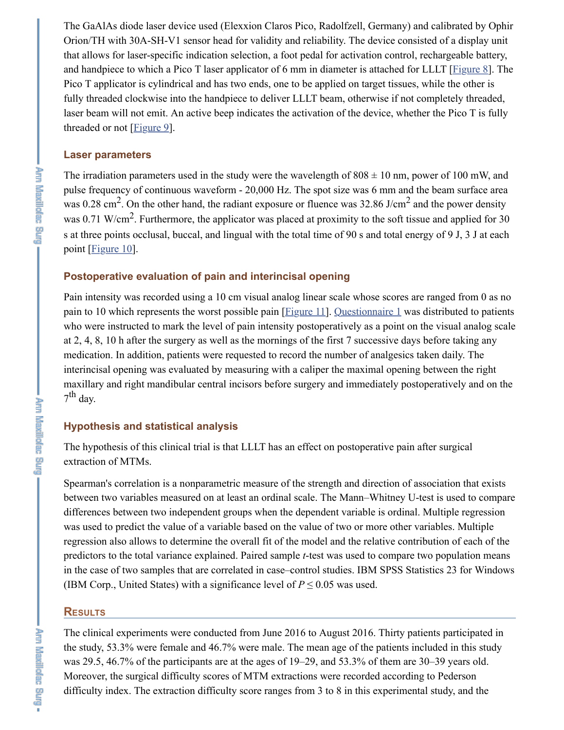The GaAlAs diode laser device used (Elexxion Claros Pico, Radolfzell, Germany) and calibrated by Ophir Orion/TH with 30A-SH-V1 sensor head for validity and reliability. The device consisted of a display unit that allows for laser-specific indication selection, a foot pedal for activation control, rechargeable battery, and handpiece to which a Pico T laser applicator of 6 mm in diameter is attached for LLLT [Figure 8]. The Pico T applicator is cylindrical and has two ends, one to be applied on target tissues, while the other is fully threaded clockwise into the handpiece to deliver LLLT beam, otherwise if not completely threaded, laser beam will not emit. An active beep indicates the activation of the device, whether the Pico T is fully threaded or not [Figure 9].

### Laser parameters

The irradiation parameters used in the study were the wavelength of 808 ± 10 nm, power of 100 mW, and pulse frequency of continuous waveform - 20,000 Hz. The spot size was 6 mm and the beam surface area was 0.28 $cm^2$. On the other hand, the radiant exposure or fluence was 32.86 $J/cm^2$ and the power density was 0.71 $W/cm^2$. Furthermore, the applicator was placed at proximity to the soft tissue and applied for 30 s at three points occlusal, buccal, and lingual with the total time of 90 s and total energy of 9 J, 3 J at each point [Figure 10].

### Postoperative evaluation of pain and interincisal opening

Pain intensity was recorded using a 10 cm visual analog linear scale whose scores are ranged from 0 as no pain to 10 which represents the worst possible pain [Figure 11]. Questionnaire 1 was distributed to patients who were instructed to mark the level of pain intensity postoperatively as a point on the visual analog scale at 2, 4, 8, 10 h after the surgery as well as the mornings of the first 7 successive days before taking any medication. In addition, patients were requested to record the number of analgesics taken daily. The interincisal opening was evaluated by measuring with a caliper the maximal opening between the right maxillary and right mandibular central incisors before surgery and immediately postoperatively and on the $7^{th}$ day.

### Hypothesis and statistical analysis

The hypothesis of this clinical trial is that LLLT has an effect on postoperative pain after surgical extraction of MTMs.

Spearman's correlation is a nonparametric measure of the strength and direction of association that exists between two variables measured on at least an ordinal scale. The Mann–Whitney U-test is used to compare differences between two independent groups when the dependent variable is ordinal. Multiple regression was used to predict the value of a variable based on the value of two or more other variables. Multiple regression also allows to determine the overall fit of the model and the relative contribution of each of the predictors to the total variance explained. Paired sample *t*-test was used to compare two population means in the case of two samples that are correlated in case–control studies. IBM SPSS Statistics 23 for Windows (IBM Corp., United States) with a significance level of $P \leq 0.05$ was used.

## Results

The clinical experiments were conducted from June 2016 to August 2016. Thirty patients participated in the study, 53.3% were female and 46.7% were male. The mean age of the patients included in this study was 29.5, 46.7% of the participants are at the ages of 19–29, and 53.3% of them are 30–39 years old. Moreover, the surgical difficulty scores of MTM extractions were recorded according to Pederson difficulty index. The extraction difficulty score ranges from 3 to 8 in this experimental study, and the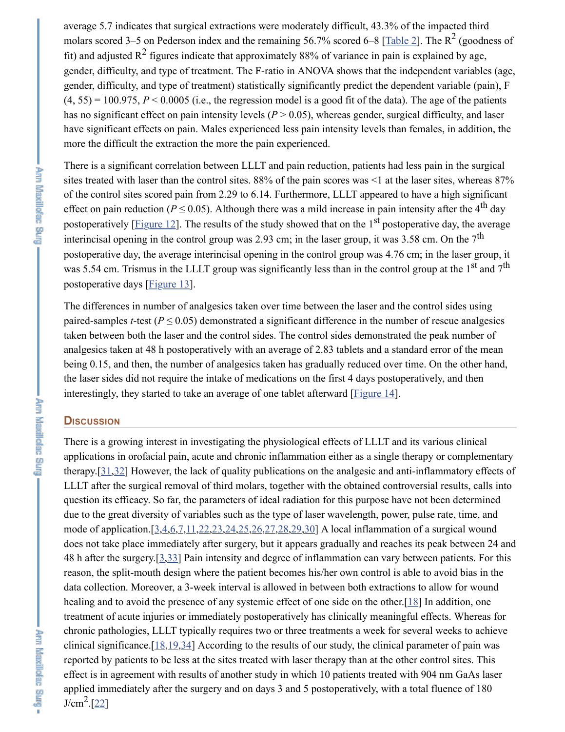average 5.7 indicates that surgical extractions were moderately difficult, 43.3% of the impacted third molars scored 3–5 on Pederson index and the remaining 56.7% scored 6–8 [Table 2]. The $R^2$ (goodness of fit) and adjusted $R^2$ figures indicate that approximately 88% of variance in pain is explained by age, gender, difficulty, and type of treatment. The F-ratio in ANOVA shows that the independent variables (age, gender, difficulty, and type of treatment) statistically significantly predict the dependent variable (pain), $F(4, 55) = 100.975$, $P < 0.0005$ (i.e., the regression model is a good fit of the data). The age of the patients has no significant effect on pain intensity levels ($P > 0.05$), whereas gender, surgical difficulty, and laser have significant effects on pain. Males experienced less pain intensity levels than females, in addition, the more the difficult the extraction the more the pain experienced.

There is a significant correlation between LLLT and pain reduction, patients had less pain in the surgical sites treated with laser than the control sites. 88% of the pain scores was <1 at the laser sites, whereas 87% of the control sites scored pain from 2.29 to 6.14. Furthermore, LLLT appeared to have a high significant effect on pain reduction ($P \leq 0.05$). Although there was a mild increase in pain intensity after the 4th day postoperatively [Figure 12]. The results of the study showed that on the 1st postoperative day, the average interincisal opening in the control group was 2.93 cm; in the laser group, it was 3.58 cm. On the 7th postoperative day, the average interincisal opening in the control group was 4.76 cm; in the laser group, it was 5.54 cm. Trismus in the LLLT group was significantly less than in the control group at the 1st and 7th postoperative days [Figure 13].

The differences in number of analgesics taken over time between the laser and the control sides using paired-samples *t*-test ($P \leq 0.05$) demonstrated a significant difference in the number of rescue analgesics taken between both the laser and the control sides. The control sides demonstrated the peak number of analgesics taken at 48 h postoperatively with an average of 2.83 tablets and a standard error of the mean being 0.15, and then, the number of analgesics taken has gradually reduced over time. On the other hand, the laser sides did not require the intake of medications on the first 4 days postoperatively, and then interestingly, they started to take an average of one tablet afterward [Figure 14].

## Discussion

There is a growing interest in investigating the physiological effects of LLLT and its various clinical applications in orofacial pain, acute and chronic inflammation either as a single therapy or complementary therapy.[31,32] However, the lack of quality publications on the analgesic and anti-inflammatory effects of LLLT after the surgical removal of third molars, together with the obtained controversial results, calls into question its efficacy. So far, the parameters of ideal radiation for this purpose have not been determined due to the great diversity of variables such as the type of laser wavelength, power, pulse rate, time, and mode of application.[3,4,6,7,11,22,23,24,25,26,27,28,29,30] A local inflammation of a surgical wound does not take place immediately after surgery, but it appears gradually and reaches its peak between 24 and 48 h after the surgery.[3,33] Pain intensity and degree of inflammation can vary between patients. For this reason, the split-mouth design where the patient becomes his/her own control is able to avoid bias in the data collection. Moreover, a 3-week interval is allowed in between both extractions to allow for wound healing and to avoid the presence of any systemic effect of one side on the other.[18] In addition, one treatment of acute injuries or immediately postoperatively has clinically meaningful effects. Whereas for chronic pathologies, LLLT typically requires two or three treatments a week for several weeks to achieve clinical significance.[18,19,34] According to the results of our study, the clinical parameter of pain was reported by patients to be less at the sites treated with laser therapy than at the other control sites. This effect is in agreement with results of another study in which 10 patients treated with 904 nm GaAs laser applied immediately after the surgery and on days 3 and 5 postoperatively, with a total fluence of 180 J/cm$^2$.[22]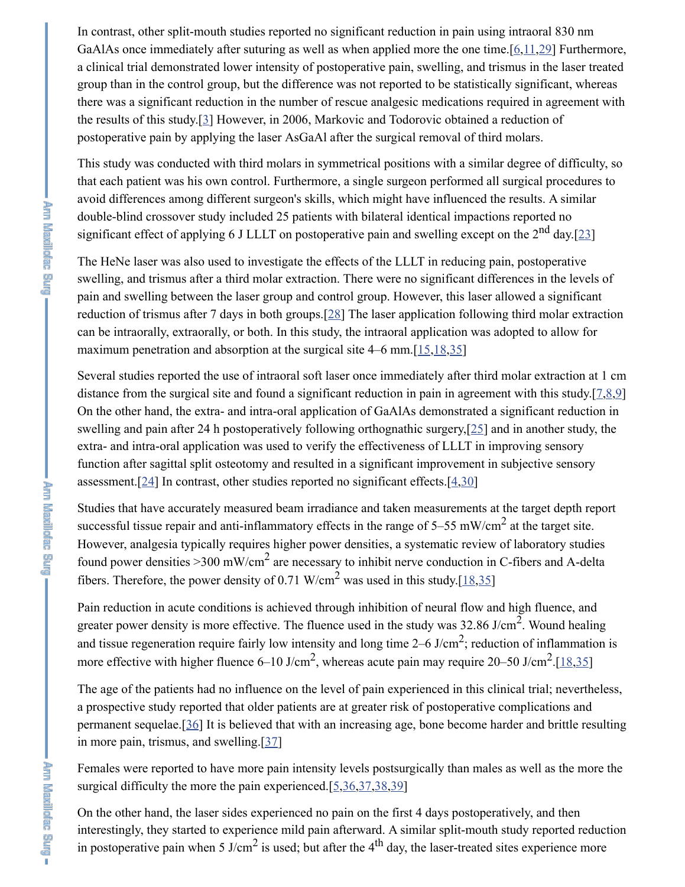In contrast, other split-mouth studies reported no significant reduction in pain using intraoral 830 nm GaAlAs once immediately after suturing as well as when applied more the one time.[6,11,29] Furthermore, a clinical trial demonstrated lower intensity of postoperative pain, swelling, and trismus in the laser treated group than in the control group, but the difference was not reported to be statistically significant, whereas there was a significant reduction in the number of rescue analgesic medications required in agreement with the results of this study.[3] However, in 2006, Markovic and Todorovic obtained a reduction of postoperative pain by applying the laser AsGaAl after the surgical removal of third molars.

This study was conducted with third molars in symmetrical positions with a similar degree of difficulty, so that each patient was his own control. Furthermore, a single surgeon performed all surgical procedures to avoid differences among different surgeon's skills, which might have influenced the results. A similar double-blind crossover study included 25 patients with bilateral identical impactions reported no significant effect of applying 6 J LLLT on postoperative pain and swelling except on the 2nd day.[23]

The HeNe laser was also used to investigate the effects of the LLLT in reducing pain, postoperative swelling, and trismus after a third molar extraction. There were no significant differences in the levels of pain and swelling between the laser group and control group. However, this laser allowed a significant reduction of trismus after 7 days in both groups.[28] The laser application following third molar extraction can be intraorally, extraorally, or both. In this study, the intraoral application was adopted to allow for maximum penetration and absorption at the surgical site 4–6 mm.[15,18,35]

Several studies reported the use of intraoral soft laser once immediately after third molar extraction at 1 cm distance from the surgical site and found a significant reduction in pain in agreement with this study.[7,8,9] On the other hand, the extra- and intra-oral application of GaAlAs demonstrated a significant reduction in swelling and pain after 24 h postoperatively following orthognathic surgery,[25] and in another study, the extra- and intra-oral application was used to verify the effectiveness of LLLT in improving sensory function after sagittal split osteotomy and resulted in a significant improvement in subjective sensory assessment.[24] In contrast, other studies reported no significant effects.[4,30]

Studies that have accurately measured beam irradiance and taken measurements at the target depth report successful tissue repair and anti-inflammatory effects in the range of 5–55 mW/cm$^2$ at the target site. However, analgesia typically requires higher power densities, a systematic review of laboratory studies found power densities >300 mW/cm$^2$ are necessary to inhibit nerve conduction in C-fibers and A-delta fibers. Therefore, the power density of 0.71 W/cm$^2$ was used in this study.[18,35]

Pain reduction in acute conditions is achieved through inhibition of neural flow and high fluence, and greater power density is more effective. The fluence used in the study was 32.86 J/cm$^2$. Wound healing and tissue regeneration require fairly low intensity and long time 2–6 J/cm$^2$; reduction of inflammation is more effective with higher fluence 6–10 J/cm$^2$, whereas acute pain may require 20–50 J/cm$^2$.[18,35]

The age of the patients had no influence on the level of pain experienced in this clinical trial; nevertheless, a prospective study reported that older patients are at greater risk of postoperative complications and permanent sequelae.[36] It is believed that with an increasing age, bone become harder and brittle resulting in more pain, trismus, and swelling.[37]

Females were reported to have more pain intensity levels postsurgically than males as well as the more the surgical difficulty the more the pain experienced.[5,36,37,38,39]

On the other hand, the laser sides experienced no pain on the first 4 days postoperatively, and then interestingly, they started to experience mild pain afterward. A similar split-mouth study reported reduction in postoperative pain when 5 J/cm$^2$ is used; but after the 4th day, the laser-treated sites experience more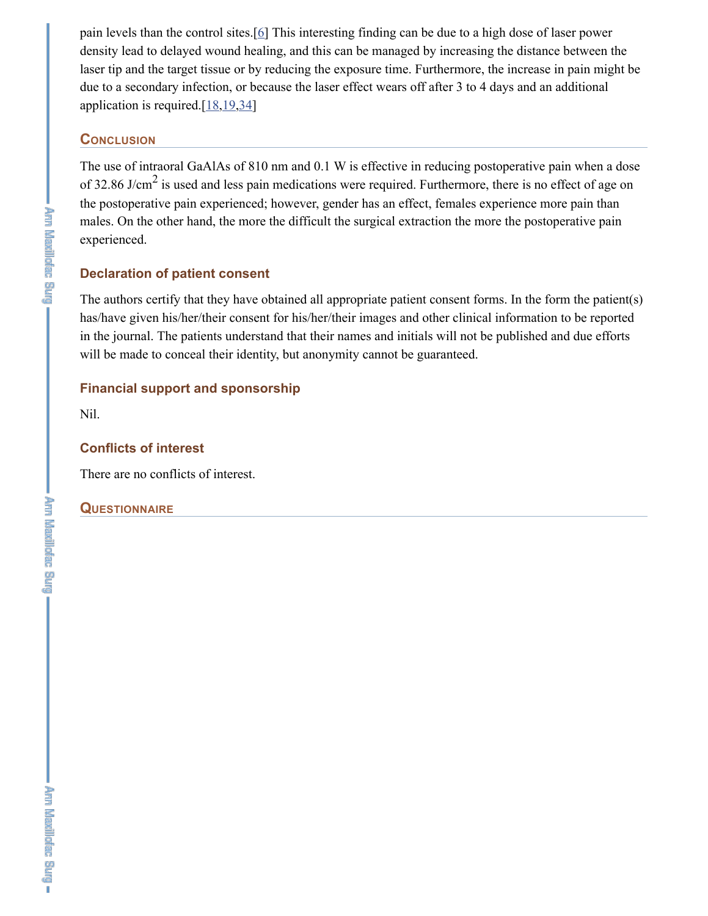pain levels than the control sites.[6] This interesting finding can be due to a high dose of laser power density lead to delayed wound healing, and this can be managed by increasing the distance between the laser tip and the target tissue or by reducing the exposure time. Furthermore, the increase in pain might be due to a secondary infection, or because the laser effect wears off after 3 to 4 days and an additional application is required.[18,19,34]

## Conclusion

The use of intraoral GaAlAs of 810 nm and 0.1 W is effective in reducing postoperative pain when a dose of 32.86 J/cm$^2$ is used and less pain medications were required. Furthermore, there is no effect of age on the postoperative pain experienced; however, gender has an effect, females experience more pain than males. On the other hand, the more the difficult the surgical extraction the more the postoperative pain experienced.

### Declaration of patient consent

The authors certify that they have obtained all appropriate patient consent forms. In the form the patient(s) has/have given his/her/their consent for his/her/their images and other clinical information to be reported in the journal. The patients understand that their names and initials will not be published and due efforts will be made to conceal their identity, but anonymity cannot be guaranteed.

### Financial support and sponsorship

Nil.

### Conflicts of interest

There are no conflicts of interest.

## Questionnaire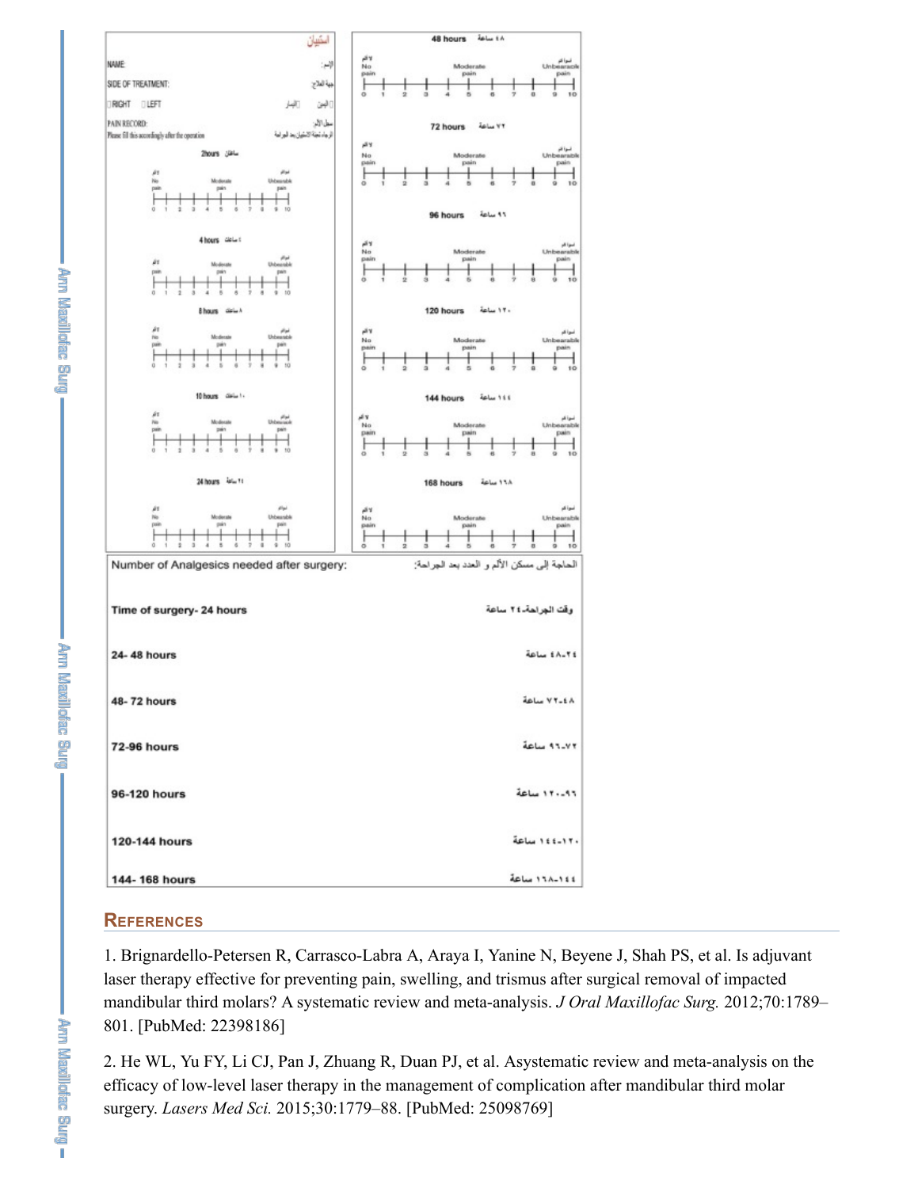الاستبيان

NAME: الإسم:

SIDE OF TREATMENT: جهة العلاج:

RIGHT LEFT اليمين اليسار

PAIN RECORD: سجل الألم:

Please fill this accordingly after the operation

2hours ساعتان

No pain — Moderate pain — Unbearable pain

0 1 2 3 4 5 6 7 8 9 10

4 hours ٤ ساعات

No pain — Moderate pain — Unbearable pain

0 1 2 3 4 5 6 7 8 9 10

8 hours ٨ ساعات

No pain — Moderate pain — Unbearable pain

0 1 2 3 4 5 6 7 8 9 10

10 hours ١٠ ساعات

No pain — Moderate pain — Unbearable pain

0 1 2 3 4 5 6 7 8 9 10

24 hours ٢٤ ساعة

No pain — Moderate pain — Unbearable pain

0 1 2 3 4 5 6 7 8 9 10

48 hours ٤٨ ساعة

لا ألم No pain — Moderate pain — لا يطاق Unbearable pain

0 1 2 3 4 5 6 7 8 9 10

72 hours ٧٢ ساعة

لا ألم No pain — Moderate pain — لا يطاق Unbearable pain

0 1 2 3 4 5 6 7 8 9 10

96 hours ٩٦ ساعة

لا ألم No pain — Moderate pain — لا يطاق Unbearable pain

0 1 2 3 4 5 6 7 8 9 10

120 hours ١٢٠ ساعة

لا ألم No pain — Moderate pain — لا يطاق Unbearable pain

0 1 2 3 4 5 6 7 8 9 10

144 hours ١٤٤ ساعة

لا ألم No pain — Moderate pain — لا يطاق Unbearable pain

0 1 2 3 4 5 6 7 8 9 10

168 hours ١٦٨ ساعة

لا ألم No pain — Moderate pain — لا يطاق Unbearable pain

0 1 2 3 4 5 6 7 8 9 10

| Number of Analgesics needed after surgery: | الحاجة إلى مسكن الألم و العدد بعد الجراحة: |
|---|---|
| Time of surgery- 24 hours | وقت الجراحة-٢٤ ساعة |
| 24- 48 hours | ٢٤-٤٨ ساعة |
| 48- 72 hours | ٤٨-٧٢ ساعة |
| 72-96 hours | ٧٢-٩٦ ساعة |
| 96-120 hours | ٩٦-١٢٠ ساعة |
| 120-144 hours | ١٢٠-١٤٤ ساعة |
| 144- 168 hours | ١٤٤-١٦٨ ساعة |

## References

1. Brignardello-Petersen R, Carrasco-Labra A, Araya I, Yanine N, Beyene J, Shah PS, et al. Is adjuvant laser therapy effective for preventing pain, swelling, and trismus after surgical removal of impacted mandibular third molars? A systematic review and meta-analysis. *J Oral Maxillofac Surg.* 2012;70:1789–801. [PubMed: 22398186]

2. He WL, Yu FY, Li CJ, Pan J, Zhuang R, Duan PJ, et al. Asystematic review and meta-analysis on the efficacy of low-level laser therapy in the management of complication after mandibular third molar surgery. *Lasers Med Sci.* 2015;30:1779–88. [PubMed: 25098769]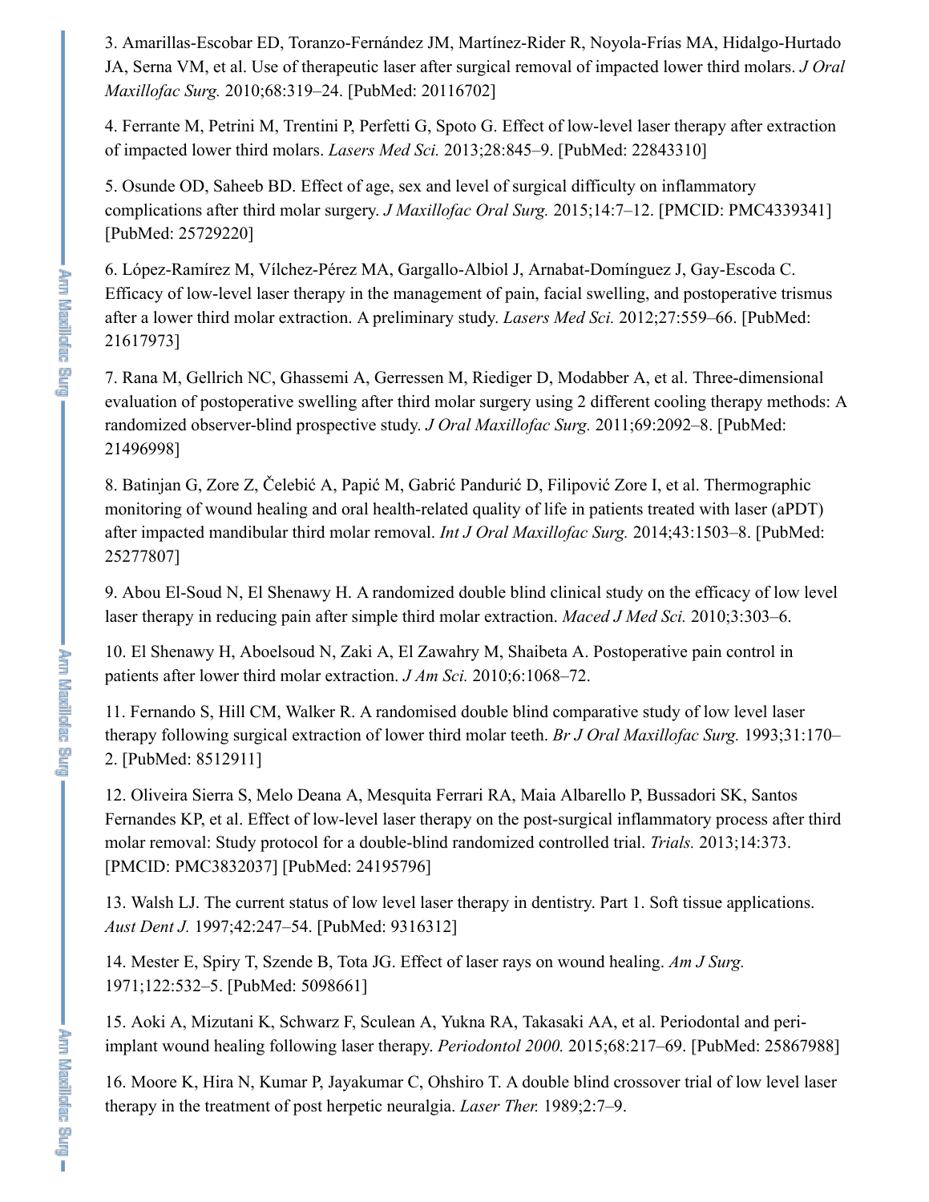3. Amarillas-Escobar ED, Toranzo-Fernández JM, Martínez-Rider R, Noyola-Frías MA, Hidalgo-Hurtado JA, Serna VM, et al. Use of therapeutic laser after surgical removal of impacted lower third molars. *J Oral Maxillofac Surg.* 2010;68:319–24. [PubMed: 20116702]

4. Ferrante M, Petrini M, Trentini P, Perfetti G, Spoto G. Effect of low-level laser therapy after extraction of impacted lower third molars. *Lasers Med Sci.* 2013;28:845–9. [PubMed: 22843310]

5. Osunde OD, Saheeb BD. Effect of age, sex and level of surgical difficulty on inflammatory complications after third molar surgery. *J Maxillofac Oral Surg.* 2015;14:7–12. [PMCID: PMC4339341] [PubMed: 25729220]

6. López-Ramírez M, Vílchez-Pérez MA, Gargallo-Albiol J, Arnabat-Domínguez J, Gay-Escoda C. Efficacy of low-level laser therapy in the management of pain, facial swelling, and postoperative trismus after a lower third molar extraction. A preliminary study. *Lasers Med Sci.* 2012;27:559–66. [PubMed: 21617973]

7. Rana M, Gellrich NC, Ghassemi A, Gerressen M, Riediger D, Modabber A, et al. Three-dimensional evaluation of postoperative swelling after third molar surgery using 2 different cooling therapy methods: A randomized observer-blind prospective study. *J Oral Maxillofac Surg.* 2011;69:2092–8. [PubMed: 21496998]

8. Batinjan G, Zore Z, Čelebić A, Papić M, Gabrić Pandurić D, Filipović Zore I, et al. Thermographic monitoring of wound healing and oral health-related quality of life in patients treated with laser (aPDT) after impacted mandibular third molar removal. *Int J Oral Maxillofac Surg.* 2014;43:1503–8. [PubMed: 25277807]

9. Abou El-Soud N, El Shenawy H. A randomized double blind clinical study on the efficacy of low level laser therapy in reducing pain after simple third molar extraction. *Maced J Med Sci.* 2010;3:303–6.

10. El Shenawy H, Aboelsoud N, Zaki A, El Zawahry M, Shaibeta A. Postoperative pain control in patients after lower third molar extraction. *J Am Sci.* 2010;6:1068–72.

11. Fernando S, Hill CM, Walker R. A randomised double blind comparative study of low level laser therapy following surgical extraction of lower third molar teeth. *Br J Oral Maxillofac Surg.* 1993;31:170–2. [PubMed: 8512911]

12. Oliveira Sierra S, Melo Deana A, Mesquita Ferrari RA, Maia Albarello P, Bussadori SK, Santos Fernandes KP, et al. Effect of low-level laser therapy on the post-surgical inflammatory process after third molar removal: Study protocol for a double-blind randomized controlled trial. *Trials.* 2013;14:373. [PMCID: PMC3832037] [PubMed: 24195796]

13. Walsh LJ. The current status of low level laser therapy in dentistry. Part 1. Soft tissue applications. *Aust Dent J.* 1997;42:247–54. [PubMed: 9316312]

14. Mester E, Spiry T, Szende B, Tota JG. Effect of laser rays on wound healing. *Am J Surg.* 1971;122:532–5. [PubMed: 5098661]

15. Aoki A, Mizutani K, Schwarz F, Sculean A, Yukna RA, Takasaki AA, et al. Periodontal and peri-implant wound healing following laser therapy. *Periodontol 2000.* 2015;68:217–69. [PubMed: 25867988]

16. Moore K, Hira N, Kumar P, Jayakumar C, Ohshiro T. A double blind crossover trial of low level laser therapy in the treatment of post herpetic neuralgia. *Laser Ther.* 1989;2:7–9.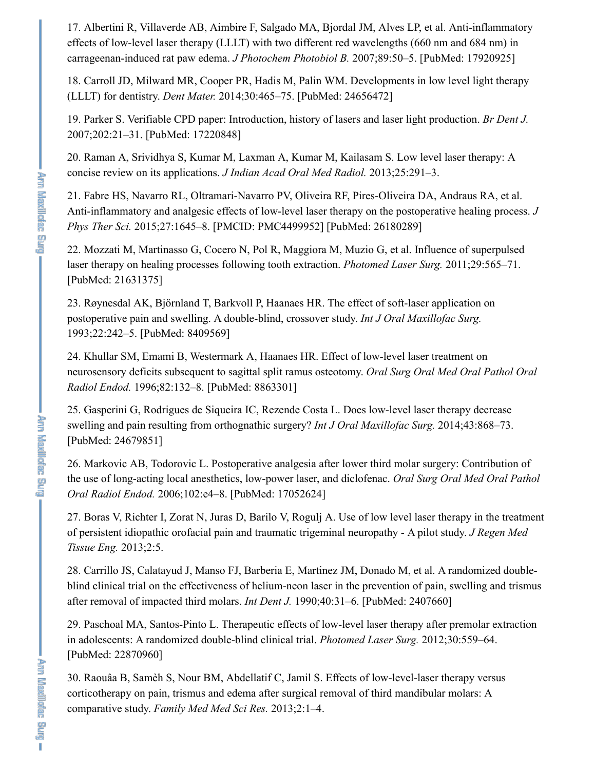17. Albertini R, Villaverde AB, Aimbire F, Salgado MA, Bjordal JM, Alves LP, et al. Anti-inflammatory effects of low-level laser therapy (LLLT) with two different red wavelengths (660 nm and 684 nm) in carrageenan-induced rat paw edema. *J Photochem Photobiol B.* 2007;89:50–5. [PubMed: 17920925]

18. Carroll JD, Milward MR, Cooper PR, Hadis M, Palin WM. Developments in low level light therapy (LLLT) for dentistry. *Dent Mater.* 2014;30:465–75. [PubMed: 24656472]

19. Parker S. Verifiable CPD paper: Introduction, history of lasers and laser light production. *Br Dent J.* 2007;202:21–31. [PubMed: 17220848]

20. Raman A, Srividhya S, Kumar M, Laxman A, Kumar M, Kailasam S. Low level laser therapy: A concise review on its applications. *J Indian Acad Oral Med Radiol.* 2013;25:291–3.

21. Fabre HS, Navarro RL, Oltramari-Navarro PV, Oliveira RF, Pires-Oliveira DA, Andraus RA, et al. Anti-inflammatory and analgesic effects of low-level laser therapy on the postoperative healing process. *J Phys Ther Sci.* 2015;27:1645–8. [PMCID: PMC4499952] [PubMed: 26180289]

22. Mozzati M, Martinasso G, Cocero N, Pol R, Maggiora M, Muzio G, et al. Influence of superpulsed laser therapy on healing processes following tooth extraction. *Photomed Laser Surg.* 2011;29:565–71. [PubMed: 21631375]

23. Røynesdal AK, Björnland T, Barkvoll P, Haanaes HR. The effect of soft-laser application on postoperative pain and swelling. A double-blind, crossover study. *Int J Oral Maxillofac Surg.* 1993;22:242–5. [PubMed: 8409569]

24. Khullar SM, Emami B, Westermark A, Haanaes HR. Effect of low-level laser treatment on neurosensory deficits subsequent to sagittal split ramus osteotomy. *Oral Surg Oral Med Oral Pathol Oral Radiol Endod.* 1996;82:132–8. [PubMed: 8863301]

25. Gasperini G, Rodrigues de Siqueira IC, Rezende Costa L. Does low-level laser therapy decrease swelling and pain resulting from orthognathic surgery? *Int J Oral Maxillofac Surg.* 2014;43:868–73. [PubMed: 24679851]

26. Markovic AB, Todorovic L. Postoperative analgesia after lower third molar surgery: Contribution of the use of long-acting local anesthetics, low-power laser, and diclofenac. *Oral Surg Oral Med Oral Pathol Oral Radiol Endod.* 2006;102:e4–8. [PubMed: 17052624]

27. Boras V, Richter I, Zorat N, Juras D, Barilo V, Rogulj A. Use of low level laser therapy in the treatment of persistent idiopathic orofacial pain and traumatic trigeminal neuropathy - A pilot study. *J Regen Med Tissue Eng.* 2013;2:5.

28. Carrillo JS, Calatayud J, Manso FJ, Barberia E, Martinez JM, Donado M, et al. A randomized double-blind clinical trial on the effectiveness of helium-neon laser in the prevention of pain, swelling and trismus after removal of impacted third molars. *Int Dent J.* 1990;40:31–6. [PubMed: 2407660]

29. Paschoal MA, Santos-Pinto L. Therapeutic effects of low-level laser therapy after premolar extraction in adolescents: A randomized double-blind clinical trial. *Photomed Laser Surg.* 2012;30:559–64. [PubMed: 22870960]

30. Raouâa B, Samèh S, Nour BM, Abdellatif C, Jamil S. Effects of low-level-laser therapy versus corticotherapy on pain, trismus and edema after surgical removal of third mandibular molars: A comparative study. *Family Med Med Sci Res.* 2013;2:1–4.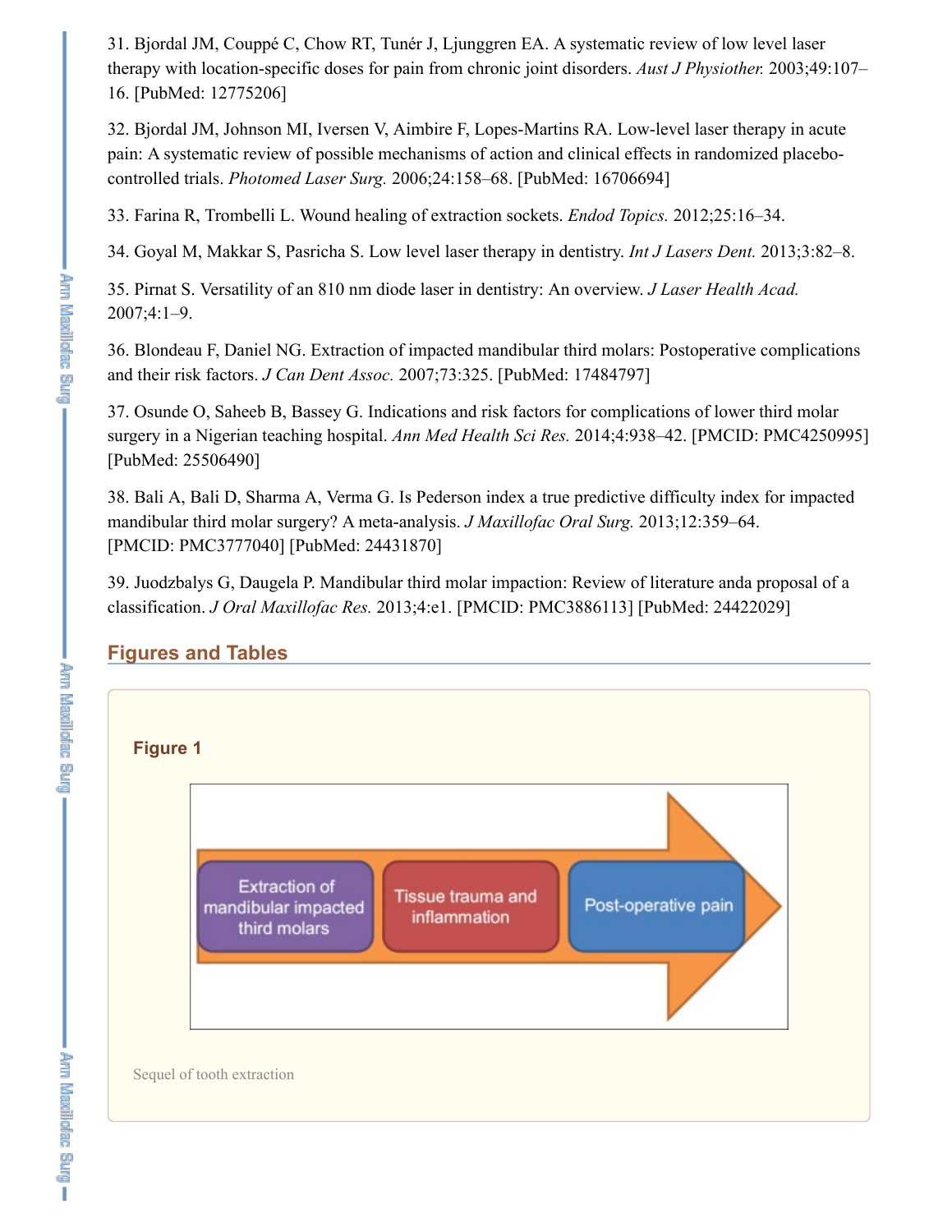31. Bjordal JM, Couppé C, Chow RT, Tunér J, Ljunggren EA. A systematic review of low level laser therapy with location-specific doses for pain from chronic joint disorders. *Aust J Physiother.* 2003;49:107–16. [PubMed: 12775206]

32. Bjordal JM, Johnson MI, Iversen V, Aimbire F, Lopes-Martins RA. Low-level laser therapy in acute pain: A systematic review of possible mechanisms of action and clinical effects in randomized placebo-controlled trials. *Photomed Laser Surg.* 2006;24:158–68. [PubMed: 16706694]

33. Farina R, Trombelli L. Wound healing of extraction sockets. *Endod Topics.* 2012;25:16–34.

34. Goyal M, Makkar S, Pasricha S. Low level laser therapy in dentistry. *Int J Lasers Dent.* 2013;3:82–8.

35. Pirnat S. Versatility of an 810 nm diode laser in dentistry: An overview. *J Laser Health Acad.* 2007;4:1–9.

36. Blondeau F, Daniel NG. Extraction of impacted mandibular third molars: Postoperative complications and their risk factors. *J Can Dent Assoc.* 2007;73:325. [PubMed: 17484797]

37. Osunde O, Saheeb B, Bassey G. Indications and risk factors for complications of lower third molar surgery in a Nigerian teaching hospital. *Ann Med Health Sci Res.* 2014;4:938–42. [PMCID: PMC4250995] [PubMed: 25506490]

38. Bali A, Bali D, Sharma A, Verma G. Is Pederson index a true predictive difficulty index for impacted mandibular third molar surgery? A meta-analysis. *J Maxillofac Oral Surg.* 2013;12:359–64. [PMCID: PMC3777040] [PubMed: 24431870]

39. Juodzbalys G, Daugela P. Mandibular third molar impaction: Review of literature anda proposal of a classification. *J Oral Maxillofac Res.* 2013;4:e1. [PMCID: PMC3886113] [PubMed: 24422029]

## Figures and Tables

### Figure 1

Extraction of mandibular impacted third molars → Tissue trauma and inflammation → Post-operative pain

Sequel of tooth extraction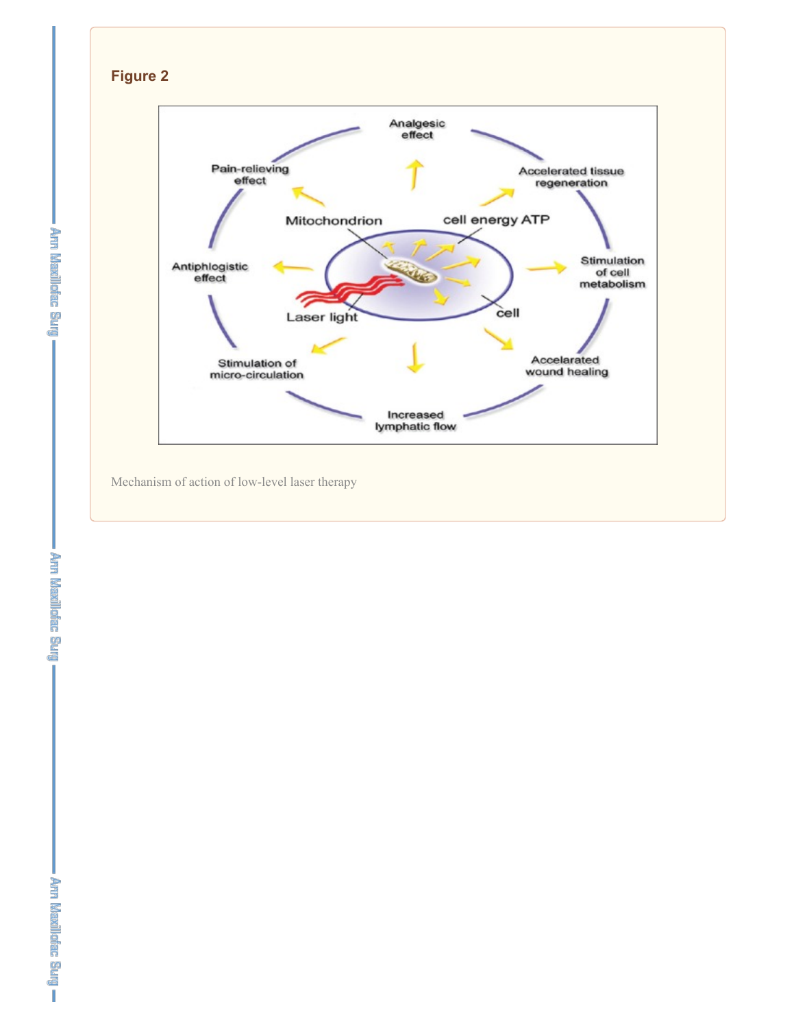## Figure 2

Mechanism of action of low-level laser therapy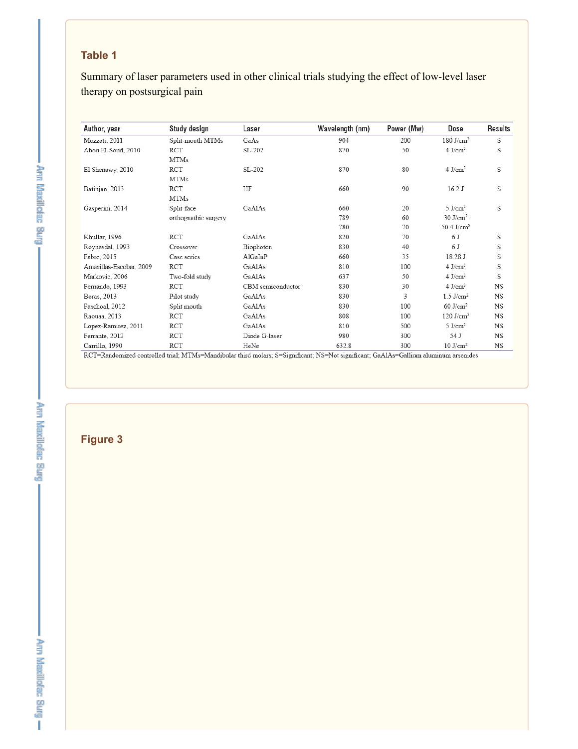### Table 1

Summary of laser parameters used in other clinical trials studying the effect of low-level laser therapy on postsurgical pain

| Author, year | Study design | Laser | Wavelength (nm) | Power (Mw) | Dose | Results |
|---|---|---|---|---|---|---|
| Mozzati, 2011 | Split-mouth MTMs | GaAs | 904 | 200 | 180 J/cm$^2$ | S |
| Abou El-Soud, 2010 | RCT MTMs | SL-202 | 870 | 50 | 4 J/cm$^2$ | S |
| El Shenawy, 2010 | RCT MTMs | SL-202 | 870 | 80 | 4 J/cm$^2$ | S |
| Batinjan, 2013 | RCT MTMs | HF | 660 | 90 | 16.2 J | S |
| Gasperini, 2014 | Split-face orthognathic surgery | GaAlAs | 660<br>789<br>780 | 20<br>60<br>70 | 5 J/cm$^2$<br>30 J/cm$^2$<br>50.4 J/cm$^2$ | S |
| Khullar, 1996 | RCT | GaAlAs | 820 | 70 | 6 J | S |
| Roynesdal, 1993 | Crossover | Biophoton | 830 | 40 | 6 J | S |
| Fabre, 2015 | Case series | AlGaInP | 660 | 35 | 18.28 J | S |
| Amarillas-Escobar, 2009 | RCT | GaAlAs | 810 | 100 | 4 J/cm$^2$ | S |
| Markovic, 2006 | Two-fold study | GaAlAs | 637 | 50 | 4 J/cm$^2$ | S |
| Fernando, 1993 | RCT | CBM semiconductor | 830 | 30 | 4 J/cm$^2$ | NS |
| Boras, 2013 | Pilot study | GaAlAs | 830 | 3 | 1.5 J/cm$^2$ | NS |
| Paschoal, 2012 | Split mouth | GaAlAs | 830 | 100 | 60 J/cm$^2$ | NS |
| Raouaa, 2013 | RCT | GaAlAs | 808 | 100 | 120 J/cm$^2$ | NS |
| Lopez-Ramirez, 2011 | RCT | GaAlAs | 810 | 500 | 5 J/cm$^2$ | NS |
| Ferrante, 2012 | RCT | Diode G-laser | 980 | 300 | 54 J | NS |
| Carrillo, 1990 | RCT | HeNe | 632.8 | 300 | 10 J/cm$^2$ | NS |

RCT=Randomized controlled trial; MTMs=Mandibular third molars; S=Significant; NS=Not significant; GaAlAs=Gallium aluminum arsenides

### Figure 3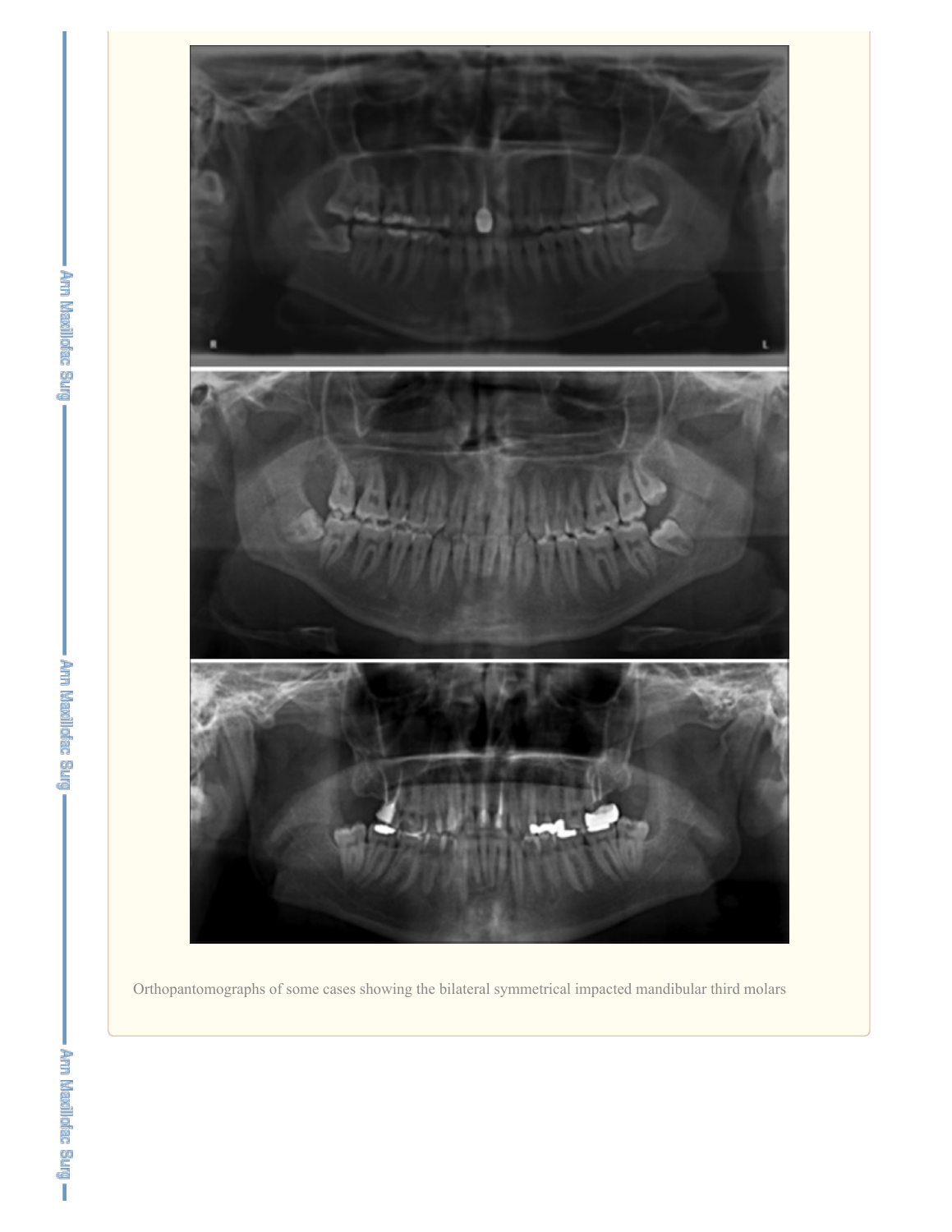Orthopantomographs of some cases showing the bilateral symmetrical impacted mandibular third molars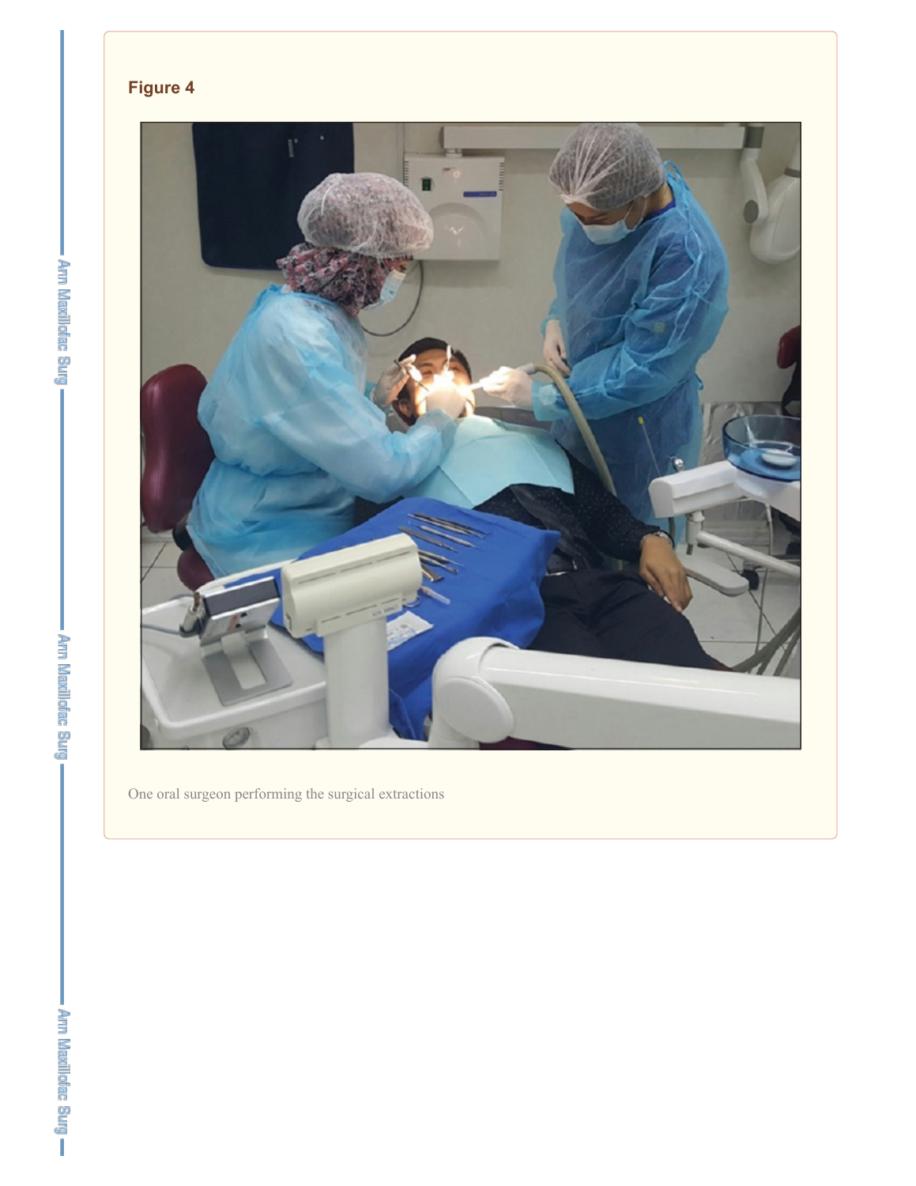**Figure 4**

One oral surgeon performing the surgical extractions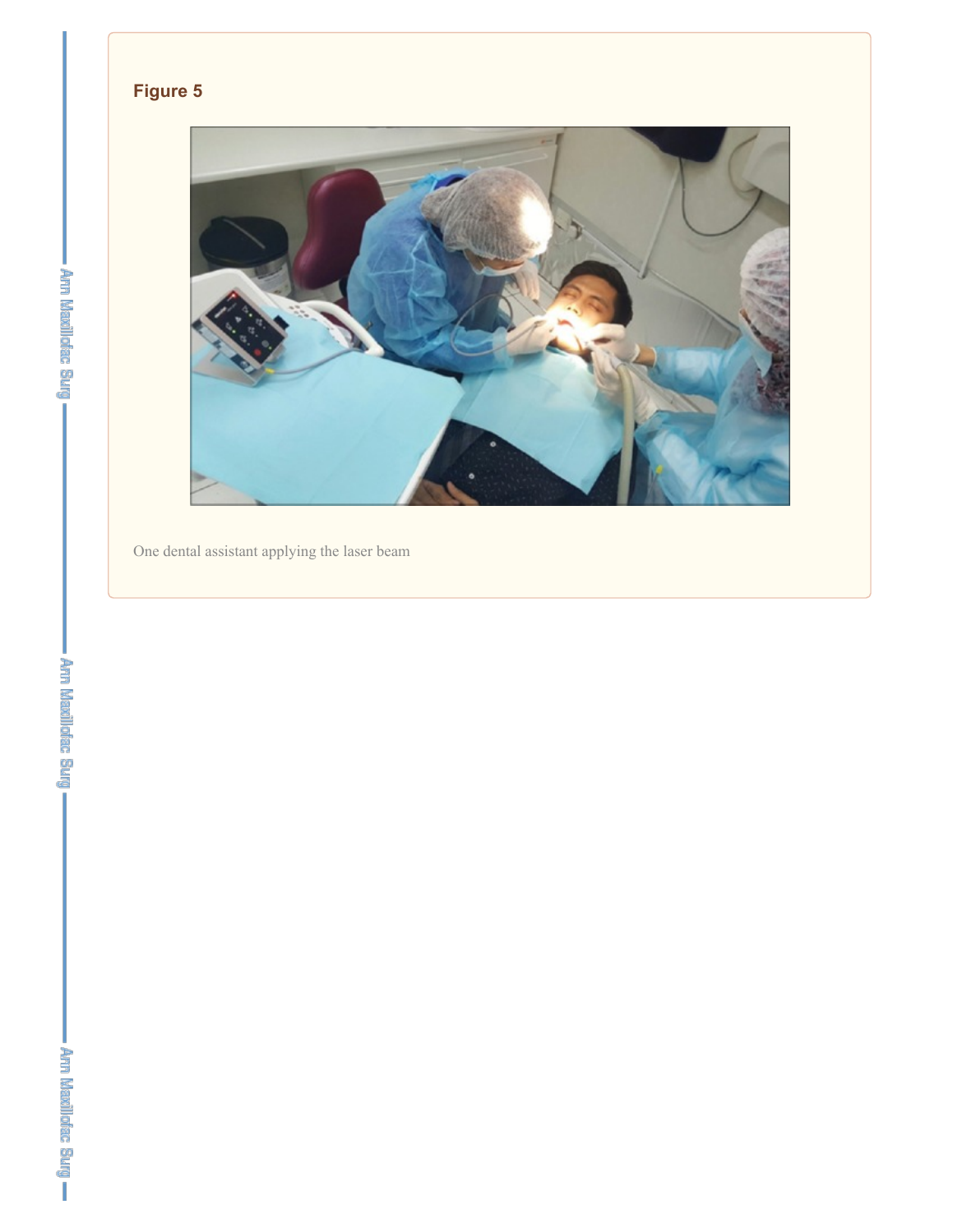### Figure 5

One dental assistant applying the laser beam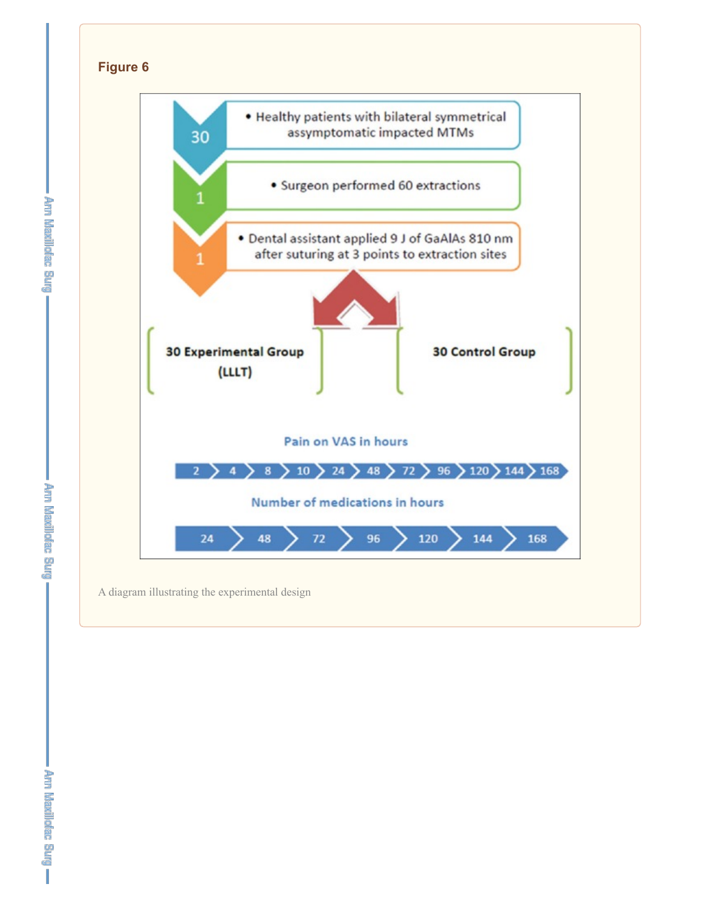## Figure 6

- Healthy patients with bilateral symmetrical assymptomatic impacted MTMs (30)
- Surgeon performed 60 extractions (1)
- Dental assistant applied 9 J of GaAlAs 810 nm after suturing at 3 points to extraction sites (1)

30 Experimental Group (LLLT)

30 Control Group

Pain on VAS in hours

2 4 8 10 24 48 72 96 120 144 168

Number of medications in hours

24 48 72 96 120 144 168

A diagram illustrating the experimental design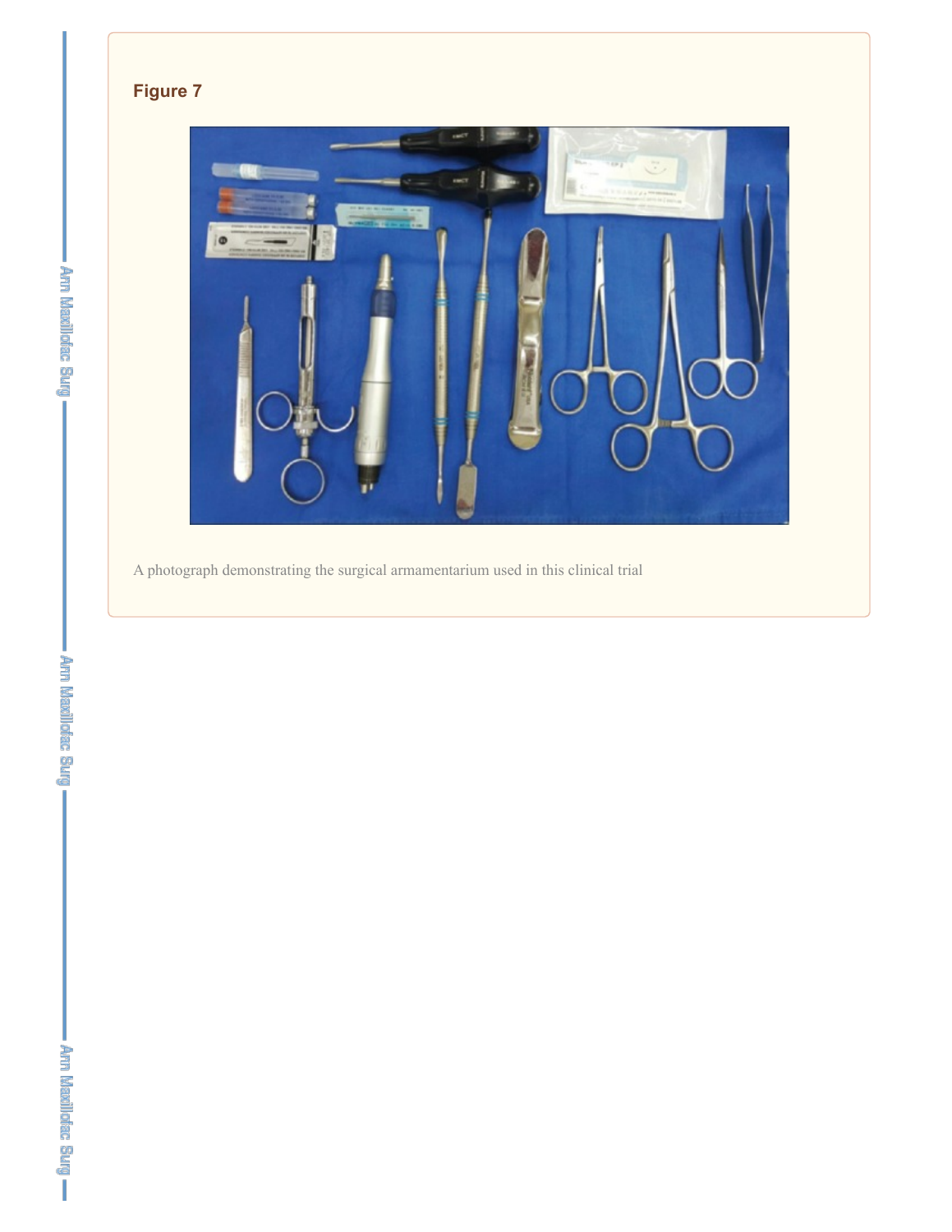## Figure 7

A photograph demonstrating the surgical armamentarium used in this clinical trial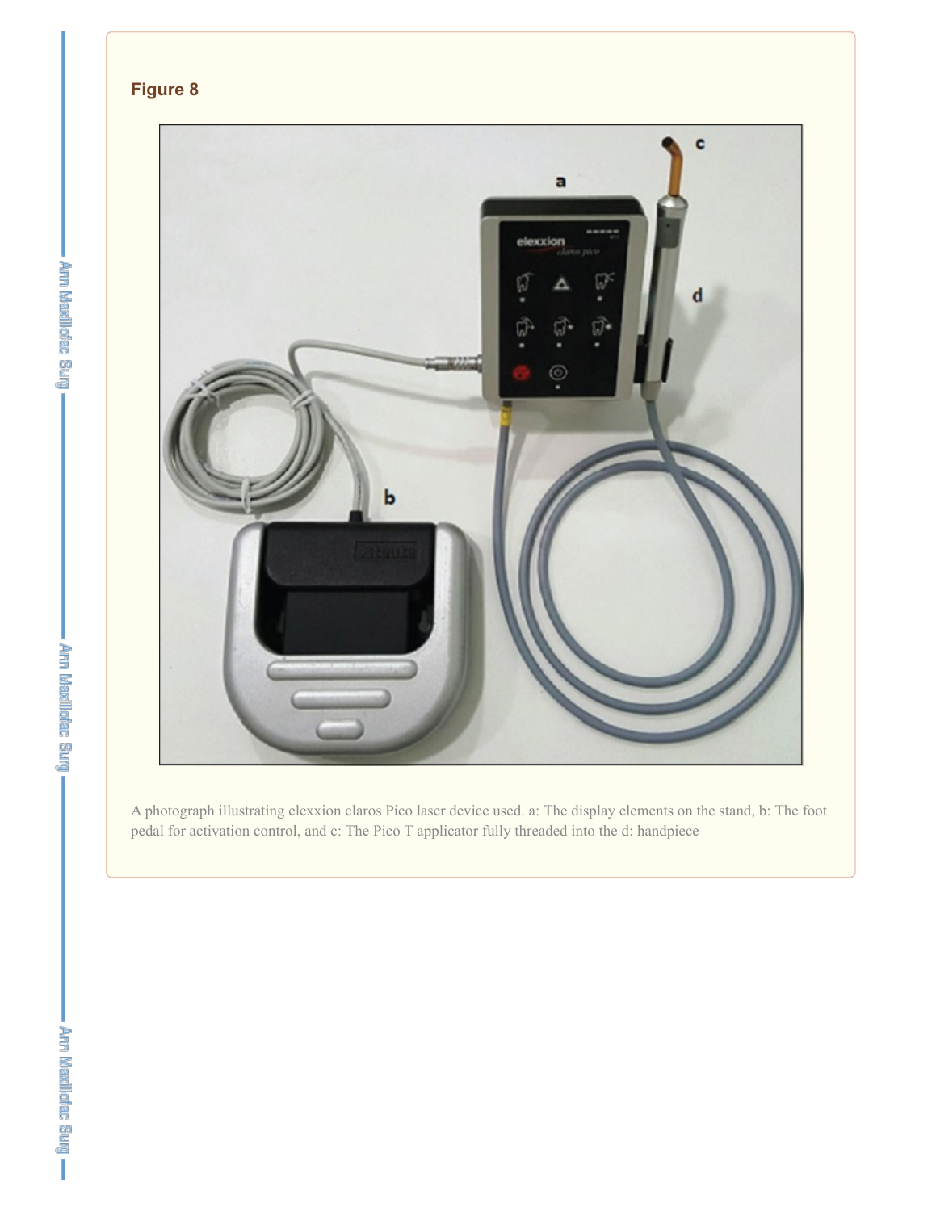**Figure 8**

A photograph illustrating elexxion claros Pico laser device used. a: The display elements on the stand, b: The foot pedal for activation control, and c: The Pico T applicator fully threaded into the d: handpiece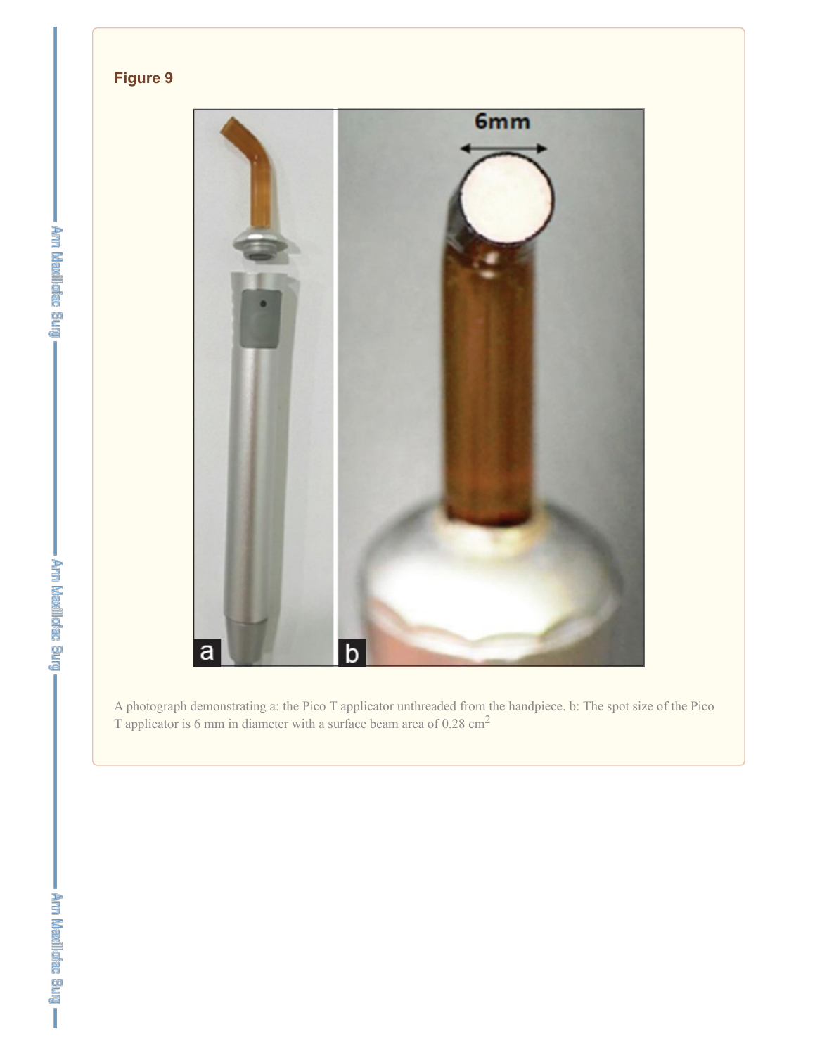**Figure 9**

A photograph demonstrating a: the Pico T applicator unthreaded from the handpiece. b: The spot size of the Pico T applicator is 6 mm in diameter with a surface beam area of 0.28 $cm^2$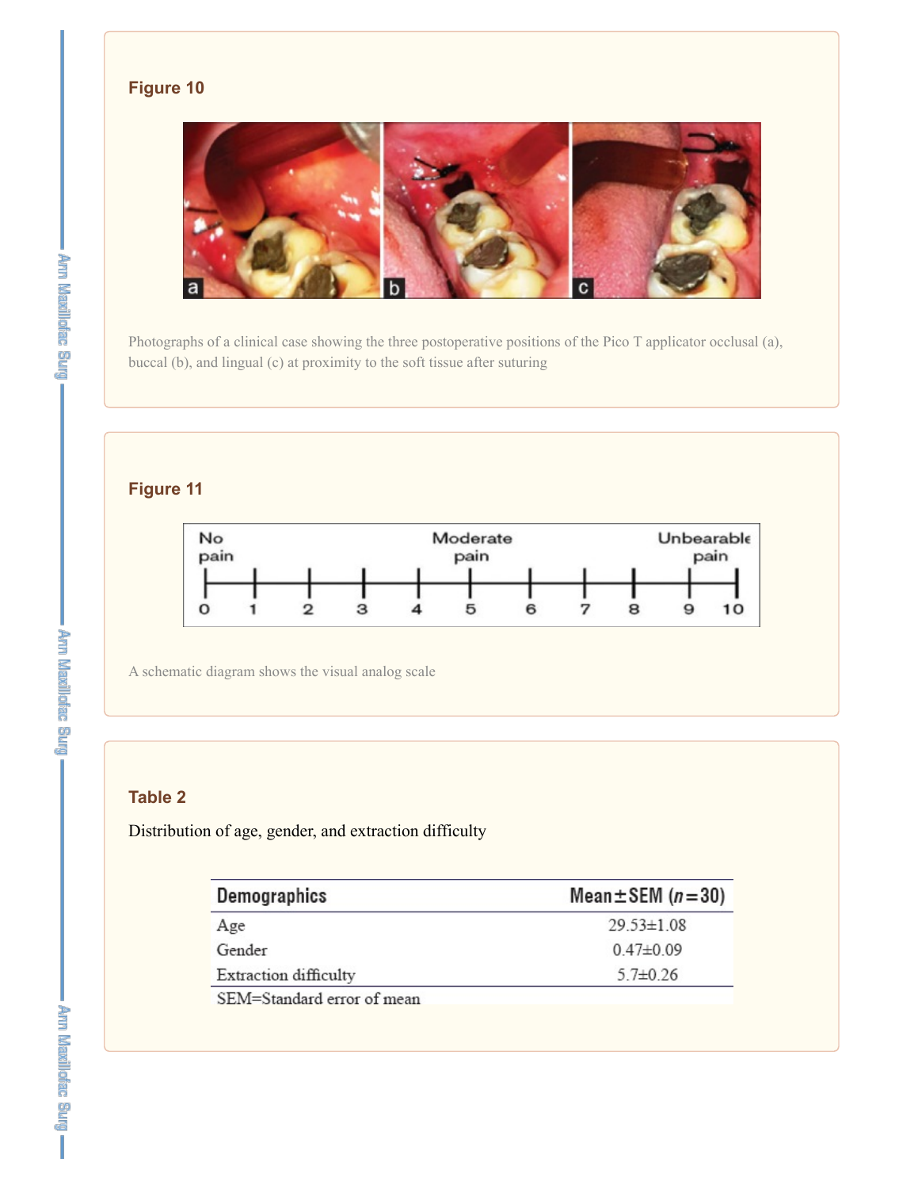### Figure 10

Photographs of a clinical case showing the three postoperative positions of the Pico T applicator occlusal (a), buccal (b), and lingual (c) at proximity to the soft tissue after suturing

### Figure 11

A schematic diagram shows the visual analog scale

### Table 2

Distribution of age, gender, and extraction difficulty

| Demographics | Mean±SEM ($n$=30) |
|---|---|
| Age | 29.53±1.08 |
| Gender | 0.47±0.09 |
| Extraction difficulty | 5.7±0.26 |

SEM=Standard error of mean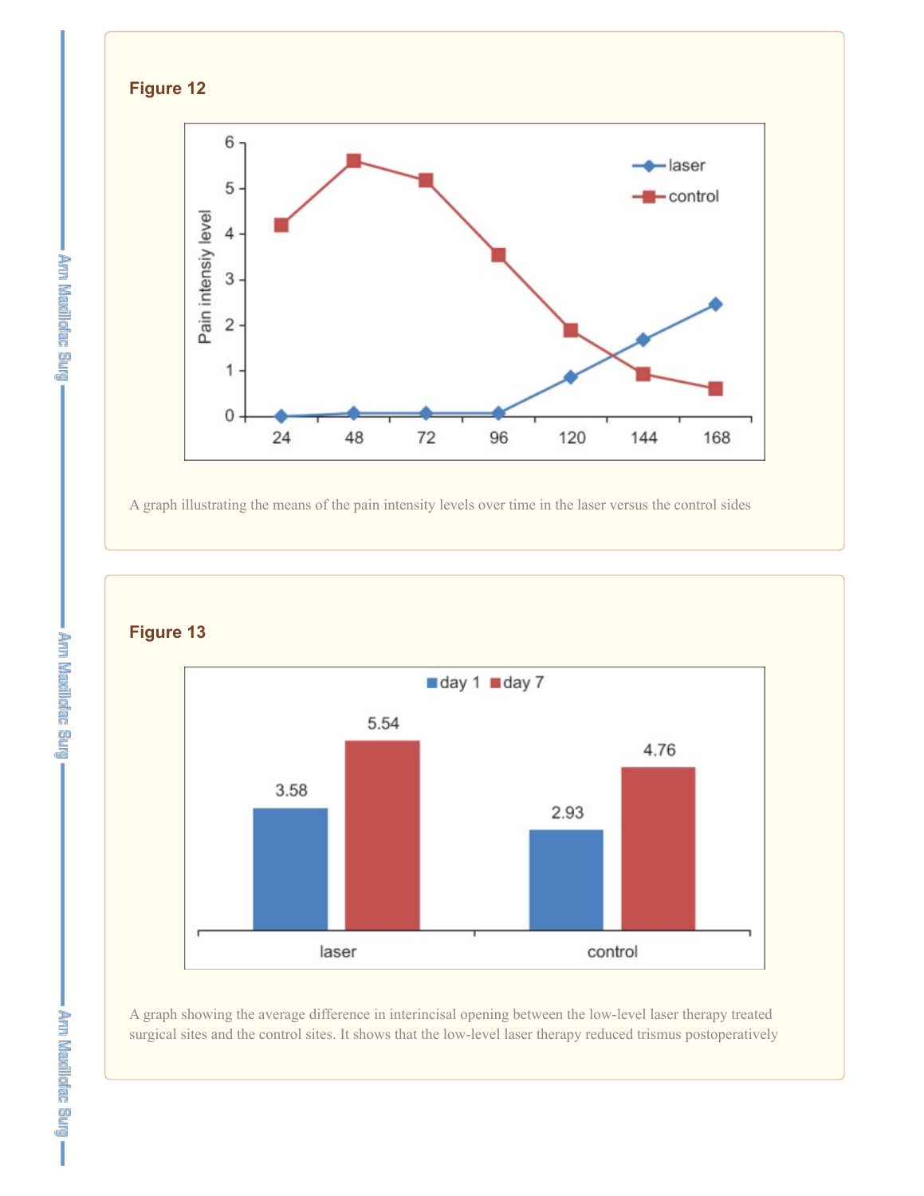### Figure 12

A graph illustrating the means of the pain intensity levels over time in the laser versus the control sides

### Figure 13

A graph showing the average difference in interincisal opening between the low-level laser therapy treated surgical sites and the control sites. It shows that the low-level laser therapy reduced trismus postoperatively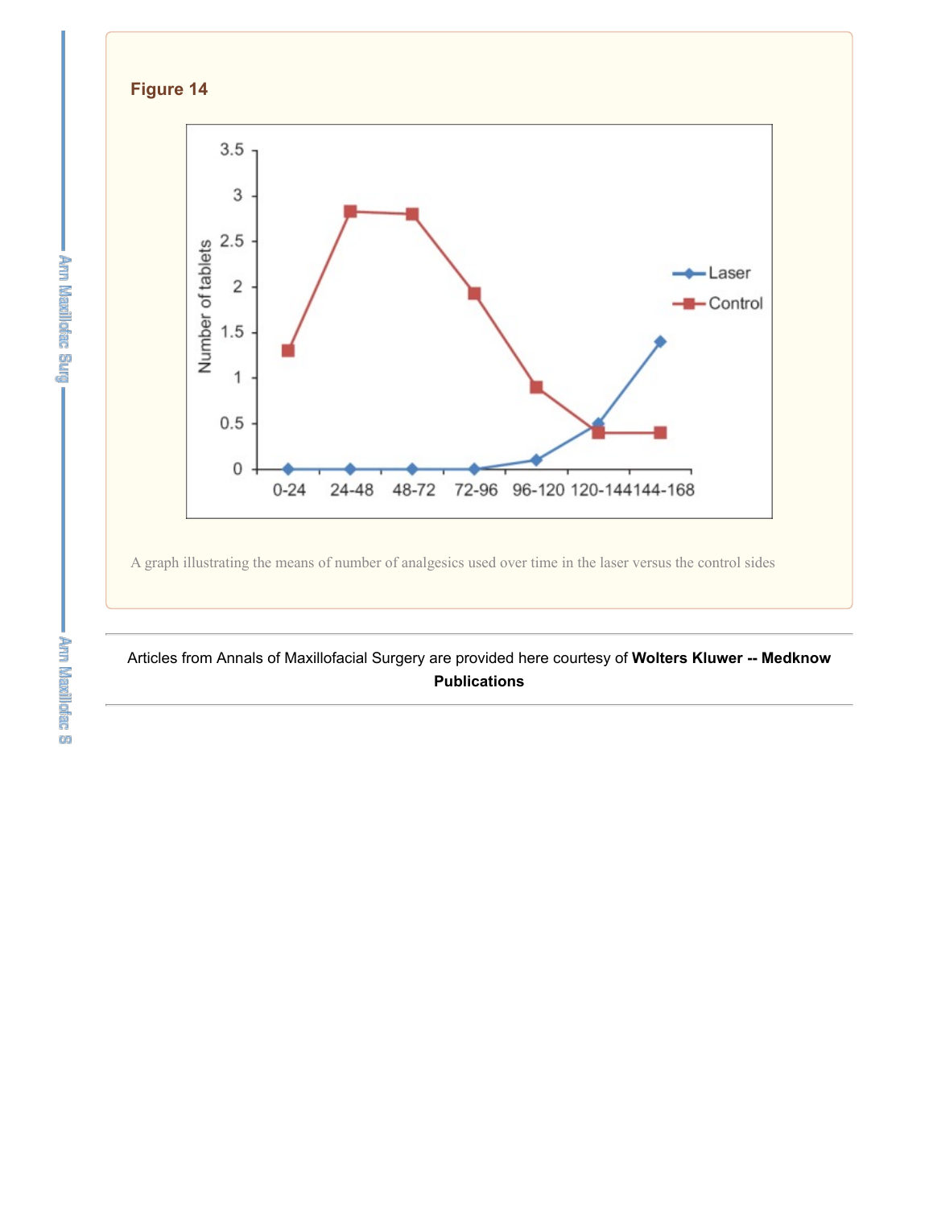### Figure 14

3.5
3
2.5
2
1.5
1
0.5
0

Number of tablets

0-24
24-48
48-72
72-96
96-120
120-144
144-168

Laser
Control

A graph illustrating the means of number of analgesics used over time in the laser versus the control sides

Articles from Annals of Maxillofacial Surgery are provided here courtesy of **Wolters Kluwer -- Medknow Publications**